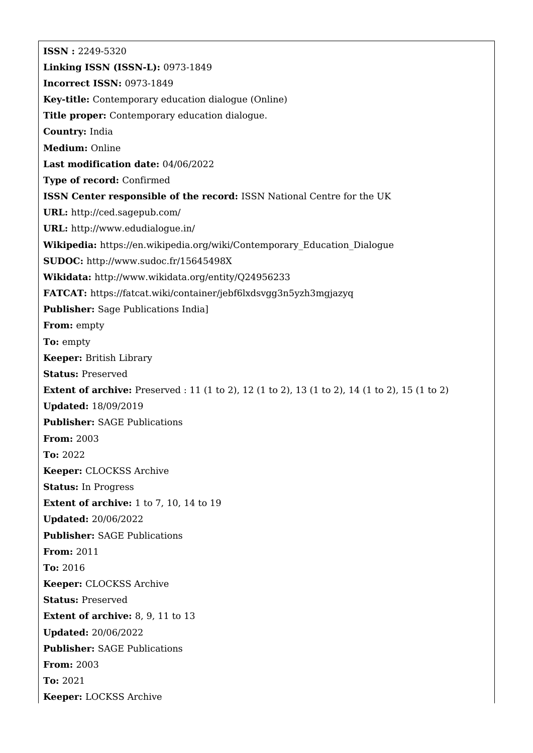**ISSN :** 2249-5320

**Linking ISSN (ISSN-L):** 0973-1849

**Incorrect ISSN:** 0973-1849

**Key-title:** Contemporary education dialogue (Online)

**Title proper:** Contemporary education dialogue.

**Country:** India

**Medium:** Online

**Last modification date:** 04/06/2022

**Type of record:** Confirmed

**ISSN Center responsible of the record:** ISSN National Centre for the UK

**URL:** http://ced.sagepub.com/

**URL:** http://www.edudialogue.in/

**Wikipedia:** https://en.wikipedia.org/wiki/Contemporary_Education_Dialogue

**SUDOC:** http://www.sudoc.fr/15645498X

**Wikidata:** http://www.wikidata.org/entity/Q24956233

**FATCAT:** https://fatcat.wiki/container/jebf6lxdsvgg3n5yzh3mgjazyq

**Publisher:** Sage Publications India]

**From:** empty

**To:** empty

**Keeper:** British Library

**Status:** Preserved

**Extent of archive:** Preserved : 11 (1 to 2), 12 (1 to 2), 13 (1 to 2), 14 (1 to 2), 15 (1 to 2)

**Updated:** 18/09/2019

**Publisher:** SAGE Publications

**From:** 2003

**To:** 2022

**Keeper:** CLOCKSS Archive

**Status:** In Progress

**Extent of archive:** 1 to 7, 10, 14 to 19

**Updated:** 20/06/2022

**Publisher:** SAGE Publications

**From:** 2011

**To:** 2016

**Keeper:** CLOCKSS Archive

**Status:** Preserved

**Extent of archive:** 8, 9, 11 to 13

**Updated:** 20/06/2022

**Publisher:** SAGE Publications

**From:** 2003

**To:** 2021

**Keeper:** LOCKSS Archive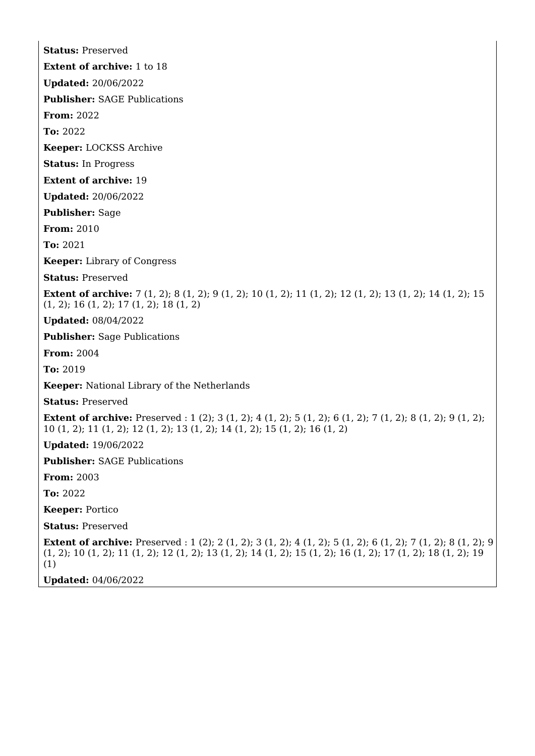**Status:** Preserved

**Extent of archive:** 1 to 18

**Updated:** 20/06/2022

**Publisher:** SAGE Publications

**From:** 2022

**To:** 2022

**Keeper:** LOCKSS Archive

**Status:** In Progress

**Extent of archive:** 19

**Updated:** 20/06/2022

**Publisher:** Sage

**From:** 2010

**To:** 2021

**Keeper:** Library of Congress

**Status:** Preserved

**Extent of archive:** 7 (1, 2); 8 (1, 2); 9 (1, 2); 10 (1, 2); 11 (1, 2); 12 (1, 2); 13 (1, 2); 14 (1, 2); 15 (1, 2); 16 (1, 2); 17 (1, 2); 18 (1, 2)

**Updated:** 08/04/2022

**Publisher:** Sage Publications

**From:** 2004

**To:** 2019

**Keeper:** National Library of the Netherlands

**Status:** Preserved

**Extent of archive:** Preserved : 1 (2); 3 (1, 2); 4 (1, 2); 5 (1, 2); 6 (1, 2); 7 (1, 2); 8 (1, 2); 9 (1, 2); 10 (1, 2); 11 (1, 2); 12 (1, 2); 13 (1, 2); 14 (1, 2); 15 (1, 2); 16 (1, 2)

**Updated:** 19/06/2022

**Publisher:** SAGE Publications

**From:** 2003

**To:** 2022

**Keeper:** Portico

**Status:** Preserved

**Extent of archive:** Preserved : 1 (2); 2 (1, 2); 3 (1, 2); 4 (1, 2); 5 (1, 2); 6 (1, 2); 7 (1, 2); 8 (1, 2); 9 (1, 2); 10 (1, 2); 11 (1, 2); 12 (1, 2); 13 (1, 2); 14 (1, 2); 15 (1, 2); 16 (1, 2); 17 (1, 2); 18 (1, 2); 19 (1)

**Updated:** 04/06/2022